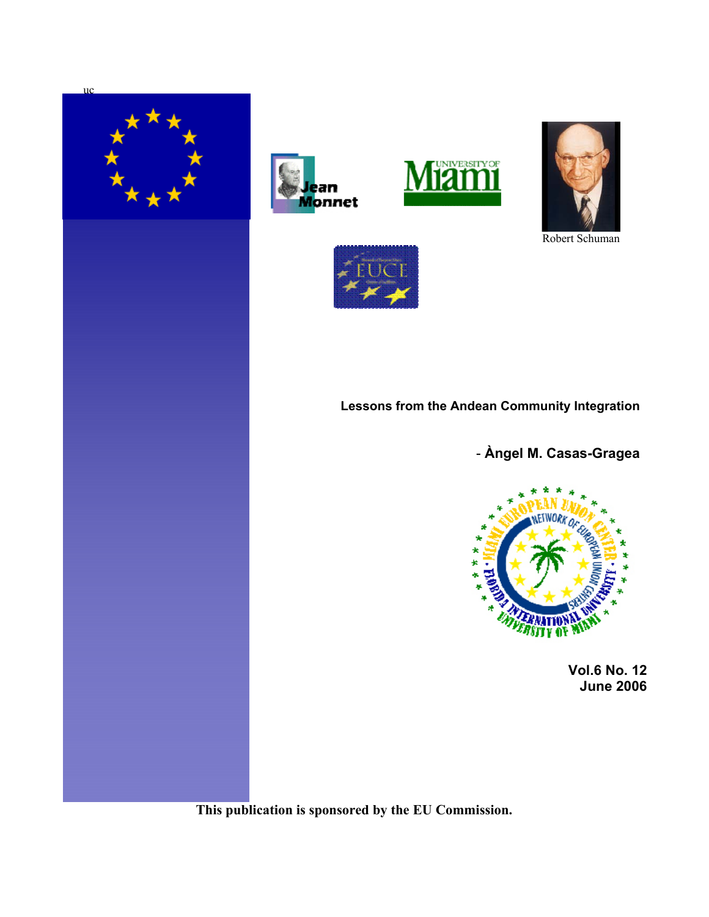uc

Robert Schuman

**Lessons from the Andean Community Integration**

**- Àngel M. Casas-Gragea**

**Vol.6 No. 12**
**June 2006**

**This publication is sponsored by the EU Commission.**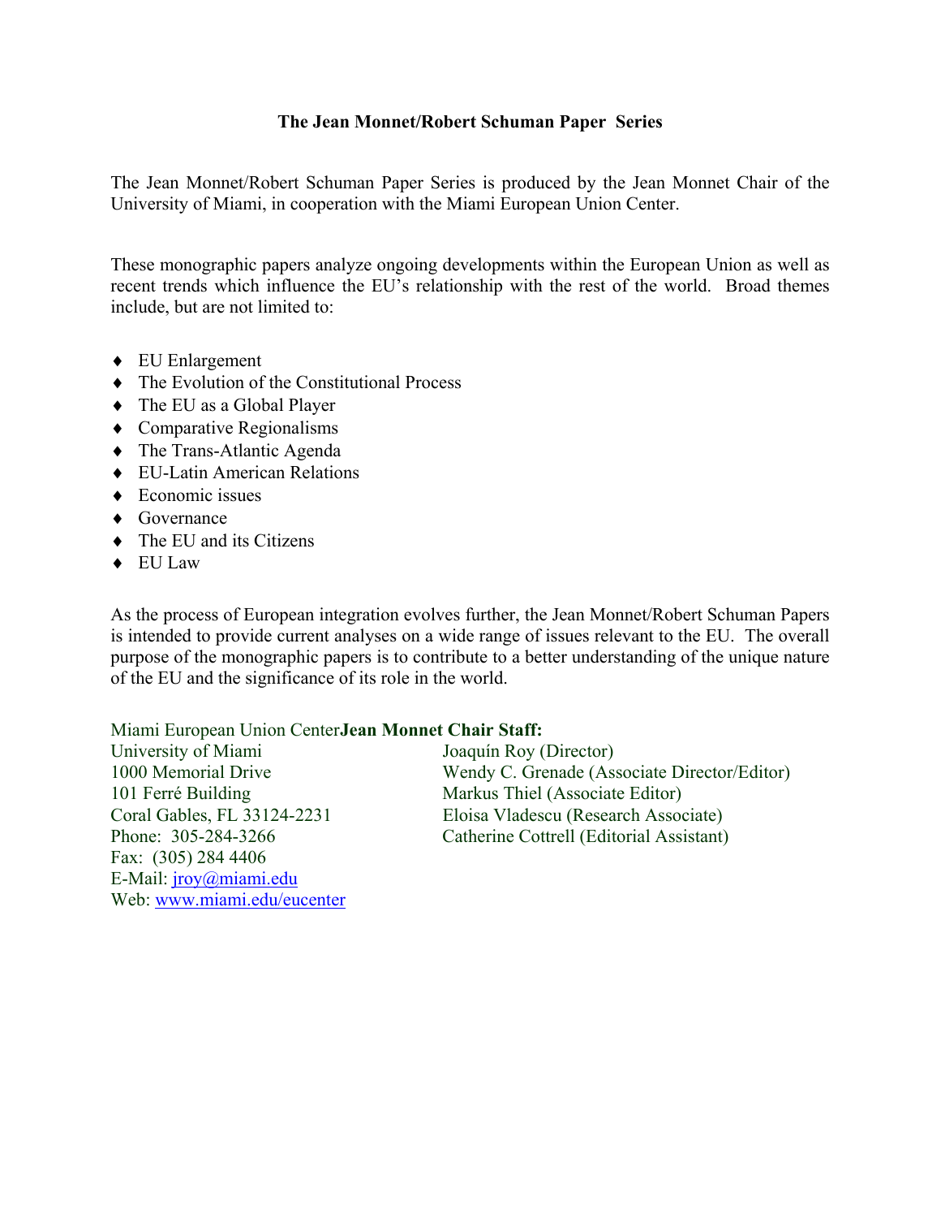# The Jean Monnet/Robert Schuman Paper Series

The Jean Monnet/Robert Schuman Paper Series is produced by the Jean Monnet Chair of the University of Miami, in cooperation with the Miami European Union Center.

These monographic papers analyze ongoing developments within the European Union as well as recent trends which influence the EU's relationship with the rest of the world. Broad themes include, but are not limited to:

- EU Enlargement
- The Evolution of the Constitutional Process
- The EU as a Global Player
- Comparative Regionalisms
- The Trans-Atlantic Agenda
- EU-Latin American Relations
- Economic issues
- Governance
- The EU and its Citizens
- EU Law

As the process of European integration evolves further, the Jean Monnet/Robert Schuman Papers is intended to provide current analyses on a wide range of issues relevant to the EU. The overall purpose of the monographic papers is to contribute to a better understanding of the unique nature of the EU and the significance of its role in the world.

Miami European Union Center
University of Miami
1000 Memorial Drive
101 Ferré Building
Coral Gables, FL 33124-2231
Phone: 305-284-3266
Fax: (305) 284 4406
E-Mail: jroy@miami.edu
Web: www.miami.edu/eucenter

**Jean Monnet Chair Staff:**
Joaquín Roy (Director)
Wendy C. Grenade (Associate Director/Editor)
Markus Thiel (Associate Editor)
Eloisa Vladescu (Research Associate)
Catherine Cottrell (Editorial Assistant)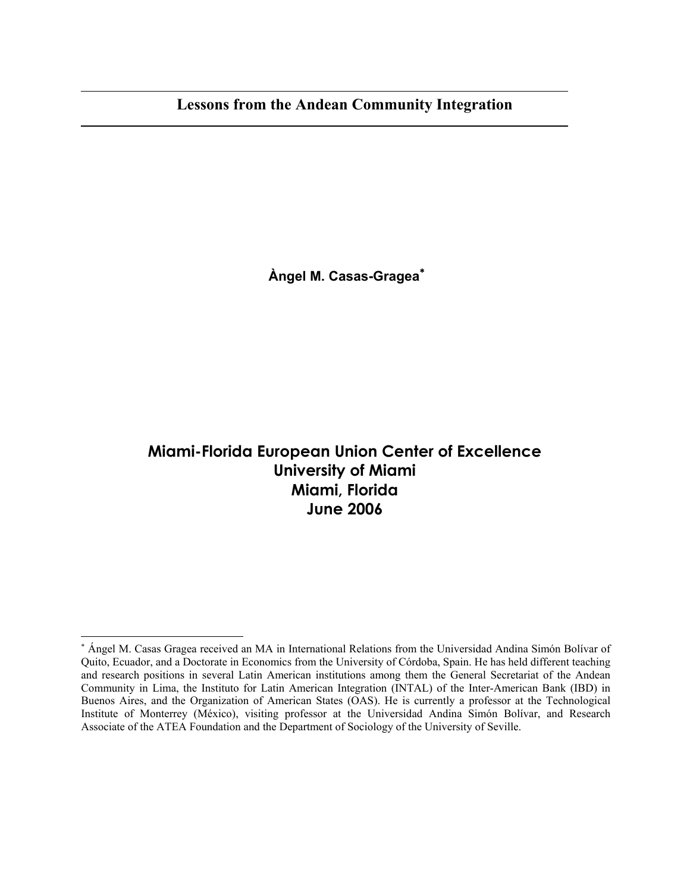# Lessons from the Andean Community Integration

**Àngel M. Casas-Gragea***

**Miami-Florida European Union Center of Excellence**
**University of Miami**
**Miami, Florida**
**June 2006**

---

* Ángel M. Casas Gragea received an MA in International Relations from the Universidad Andina Simón Bolívar of Quito, Ecuador, and a Doctorate in Economics from the University of Córdoba, Spain. He has held different teaching and research positions in several Latin American institutions among them the General Secretariat of the Andean Community in Lima, the Instituto for Latin American Integration (INTAL) of the Inter-American Bank (IBD) in Buenos Aires, and the Organization of American States (OAS). He is currently a professor at the Technological Institute of Monterrey (México), visiting professor at the Universidad Andina Simón Bolívar, and Research Associate of the ATEA Foundation and the Department of Sociology of the University of Seville.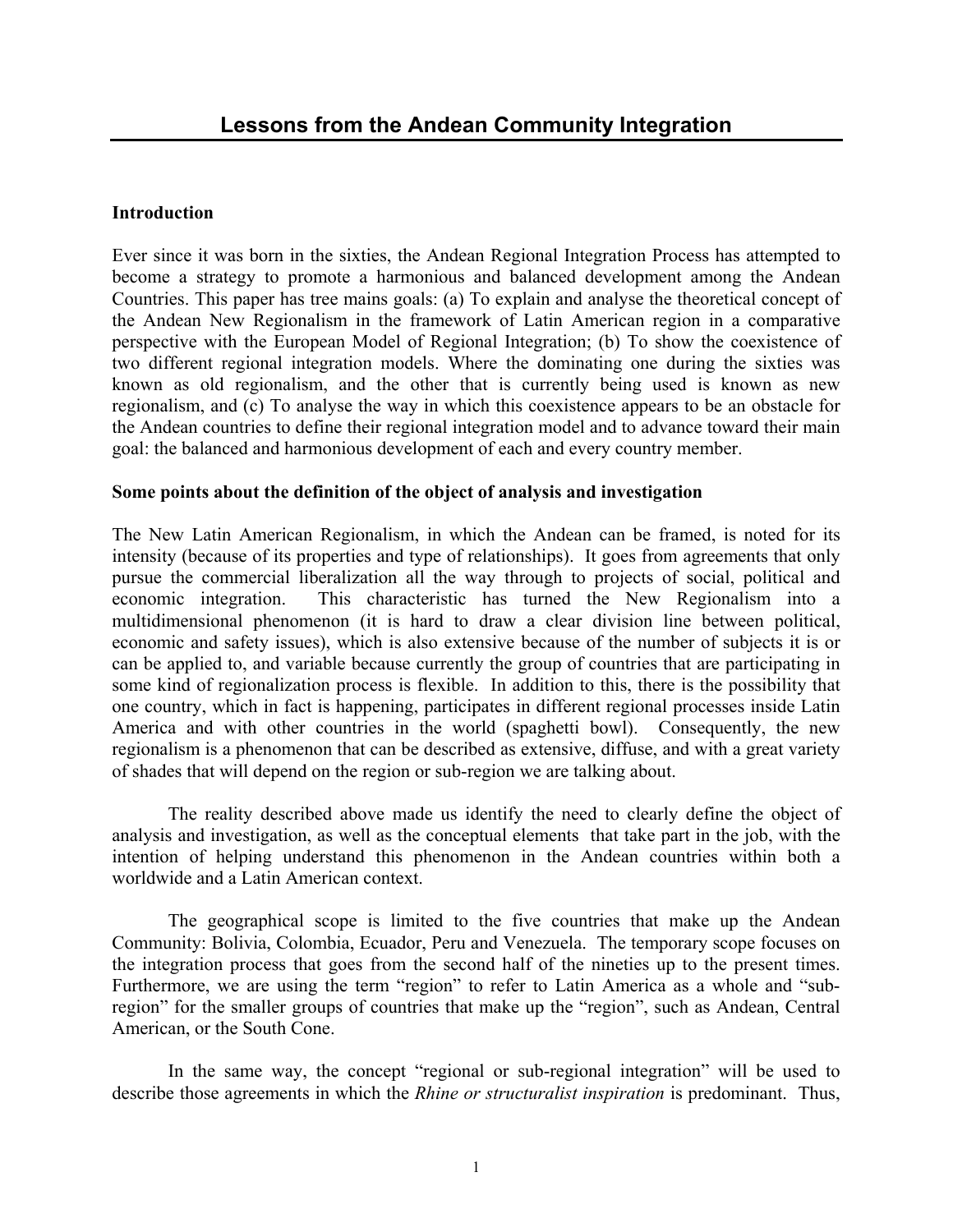# Lessons from the Andean Community Integration

## Introduction

Ever since it was born in the sixties, the Andean Regional Integration Process has attempted to become a strategy to promote a harmonious and balanced development among the Andean Countries. This paper has tree mains goals: (a) To explain and analyse the theoretical concept of the Andean New Regionalism in the framework of Latin American region in a comparative perspective with the European Model of Regional Integration; (b) To show the coexistence of two different regional integration models. Where the dominating one during the sixties was known as old regionalism, and the other that is currently being used is known as new regionalism, and (c) To analyse the way in which this coexistence appears to be an obstacle for the Andean countries to define their regional integration model and to advance toward their main goal: the balanced and harmonious development of each and every country member.

### Some points about the definition of the object of analysis and investigation

The New Latin American Regionalism, in which the Andean can be framed, is noted for its intensity (because of its properties and type of relationships). It goes from agreements that only pursue the commercial liberalization all the way through to projects of social, political and economic integration. This characteristic has turned the New Regionalism into a multidimensional phenomenon (it is hard to draw a clear division line between political, economic and safety issues), which is also extensive because of the number of subjects it is or can be applied to, and variable because currently the group of countries that are participating in some kind of regionalization process is flexible. In addition to this, there is the possibility that one country, which in fact is happening, participates in different regional processes inside Latin America and with other countries in the world (spaghetti bowl). Consequently, the new regionalism is a phenomenon that can be described as extensive, diffuse, and with a great variety of shades that will depend on the region or sub-region we are talking about.

The reality described above made us identify the need to clearly define the object of analysis and investigation, as well as the conceptual elements that take part in the job, with the intention of helping understand this phenomenon in the Andean countries within both a worldwide and a Latin American context.

The geographical scope is limited to the five countries that make up the Andean Community: Bolivia, Colombia, Ecuador, Peru and Venezuela. The temporary scope focuses on the integration process that goes from the second half of the nineties up to the present times. Furthermore, we are using the term "region" to refer to Latin America as a whole and "sub-region" for the smaller groups of countries that make up the "region", such as Andean, Central American, or the South Cone.

In the same way, the concept "regional or sub-regional integration" will be used to describe those agreements in which the *Rhine or structuralist inspiration* is predominant. Thus,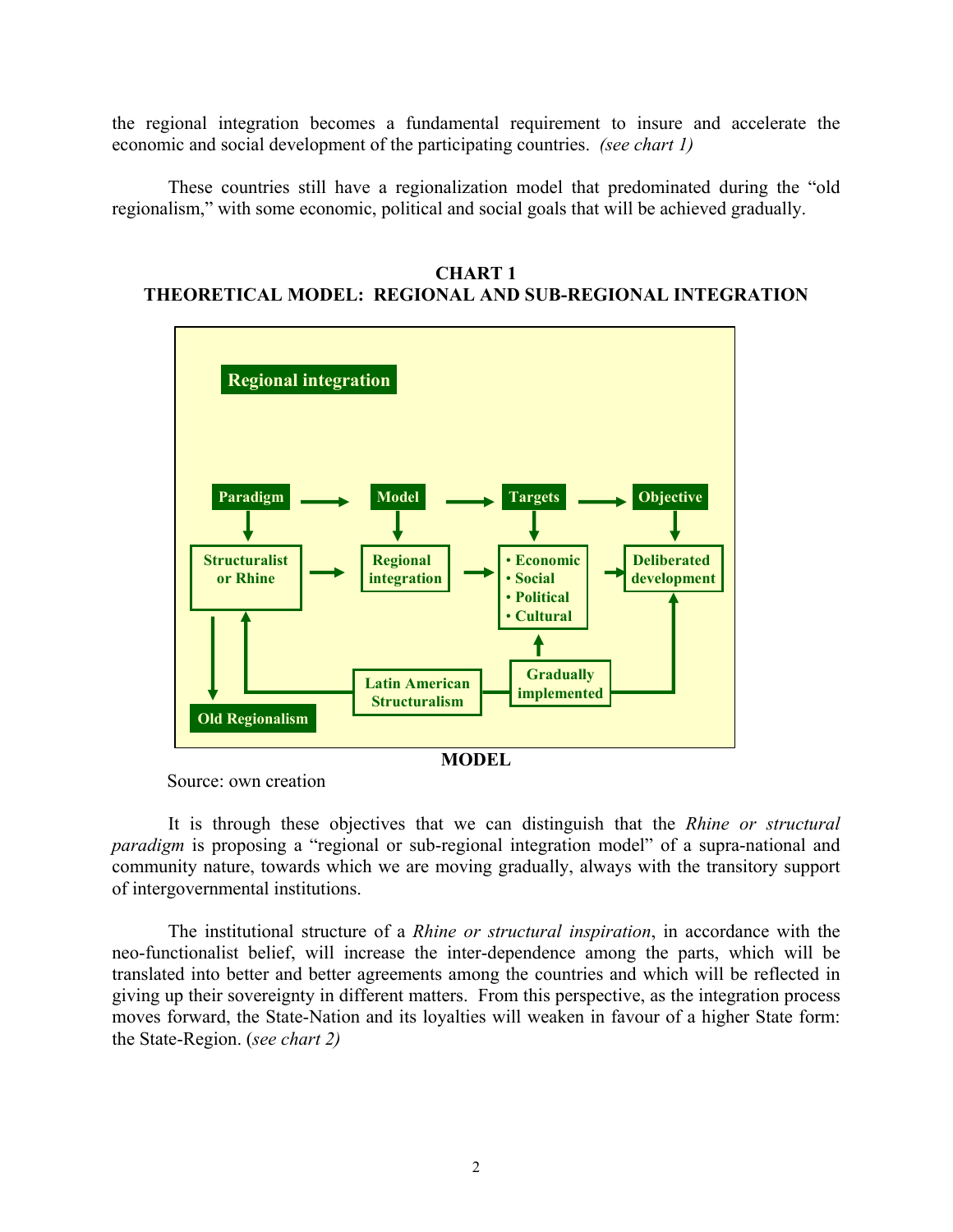the regional integration becomes a fundamental requirement to insure and accelerate the economic and social development of the participating countries. *(see chart 1)*

These countries still have a regionalization model that predominated during the "old regionalism," with some economic, political and social goals that will be achieved gradually.

**CHART 1**
**THEORETICAL MODEL: REGIONAL AND SUB-REGIONAL INTEGRATION**

**Regional integration**

| Paradigm | → | Model | → | Targets | → | Objective |
|---|---|---|---|---|---|---|
| Structuralist or Rhine | → | Regional integration | → | • Economic • Social • Political • Cultural | → | Deliberated development |

Structuralist or Rhine → Old Regionalism

Latin American Structuralism → Structuralist or Rhine

Gradually implemented → Targets; Gradually implemented → Deliberated development

**MODEL**

Source: own creation

It is through these objectives that we can distinguish that the *Rhine or structural paradigm* is proposing a "regional or sub-regional integration model" of a supra-national and community nature, towards which we are moving gradually, always with the transitory support of intergovernmental institutions.

The institutional structure of a *Rhine or structural inspiration*, in accordance with the neo-functionalist belief, will increase the inter-dependence among the parts, which will be translated into better and better agreements among the countries and which will be reflected in giving up their sovereignty in different matters. From this perspective, as the integration process moves forward, the State-Nation and its loyalties will weaken in favour of a higher State form: the State-Region. (*see chart 2)*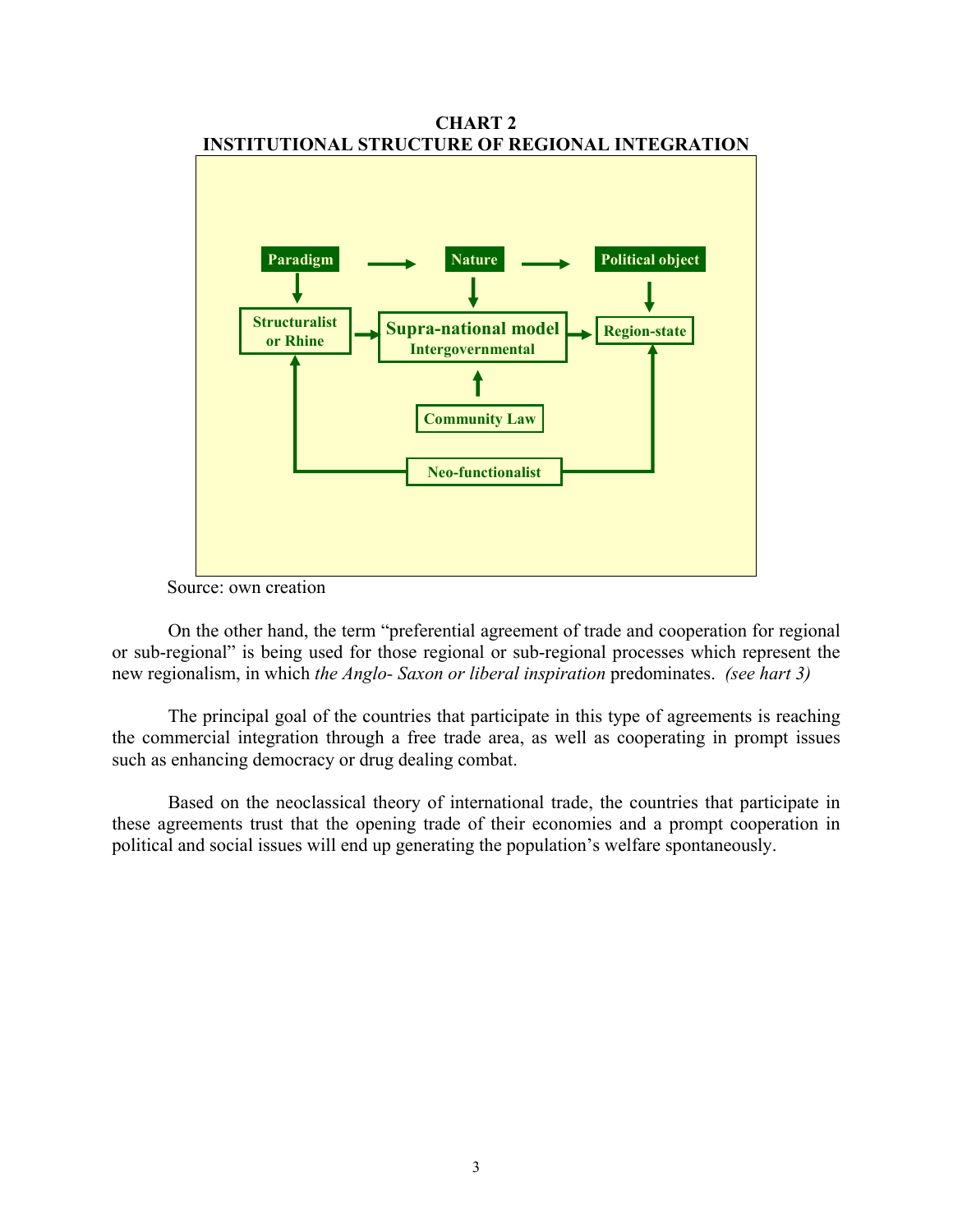**CHART 2**
**INSTITUTIONAL STRUCTURE OF REGIONAL INTEGRATION**

Paradigm → Nature → Political object

Structuralist or Rhine → Supra-national model Intergovernmental → Region-state

Community Law

Neo-functionalist

Source: own creation

On the other hand, the term "preferential agreement of trade and cooperation for regional or sub-regional" is being used for those regional or sub-regional processes which represent the new regionalism, in which *the Anglo- Saxon or liberal inspiration* predominates. *(see hart 3)*

The principal goal of the countries that participate in this type of agreements is reaching the commercial integration through a free trade area, as well as cooperating in prompt issues such as enhancing democracy or drug dealing combat.

Based on the neoclassical theory of international trade, the countries that participate in these agreements trust that the opening trade of their economies and a prompt cooperation in political and social issues will end up generating the population's welfare spontaneously.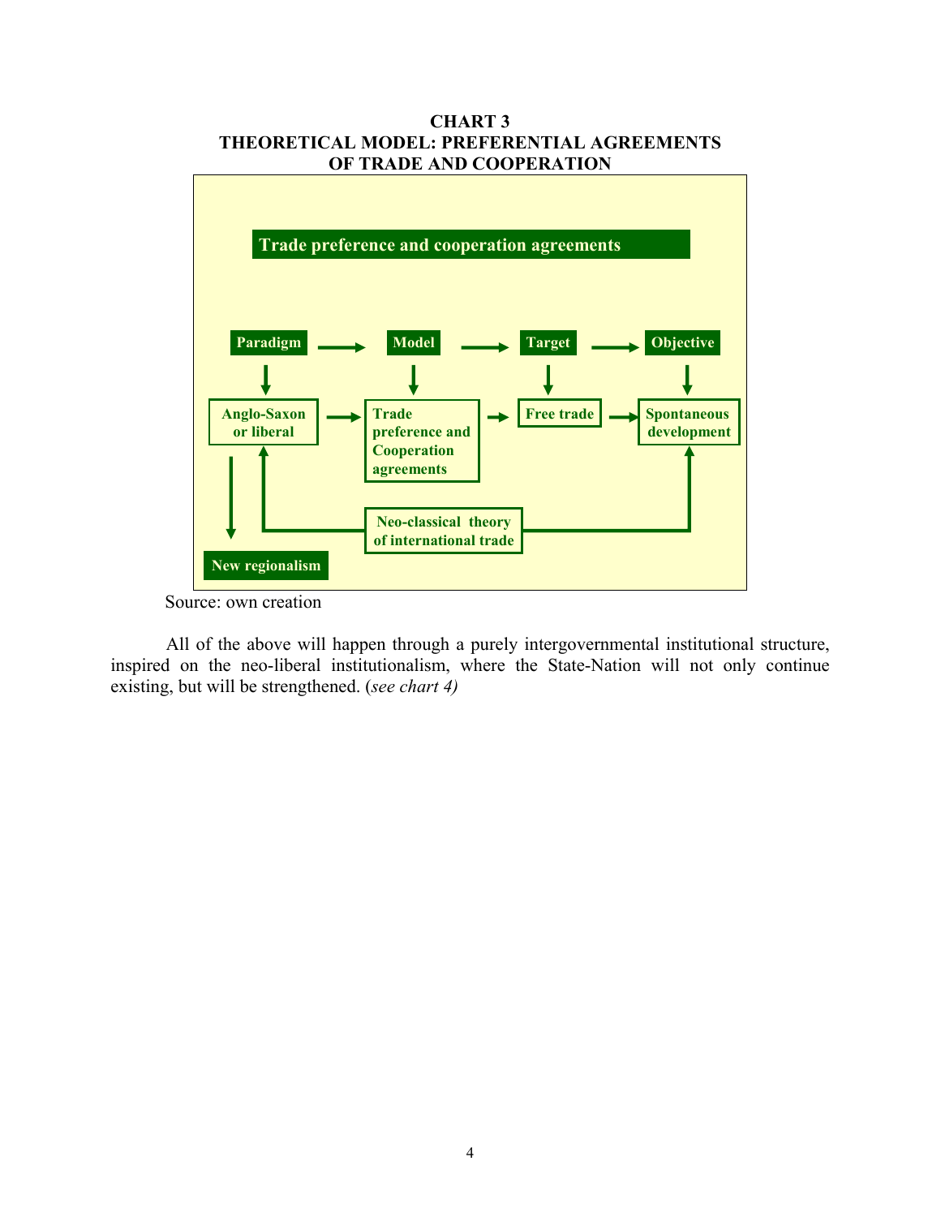**CHART 3**
**THEORETICAL MODEL: PREFERENTIAL AGREEMENTS OF TRADE AND COOPERATION**

Trade preference and cooperation agreements

Paradigm → Model → Target → Objective

Anglo-Saxon or liberal → Trade preference and Cooperation agreements → Free trade → Spontaneous development

Neo-classical theory of international trade

New regionalism

Source: own creation

All of the above will happen through a purely intergovernmental institutional structure, inspired on the neo-liberal institutionalism, where the State-Nation will not only continue existing, but will be strengthened. (*see chart 4)*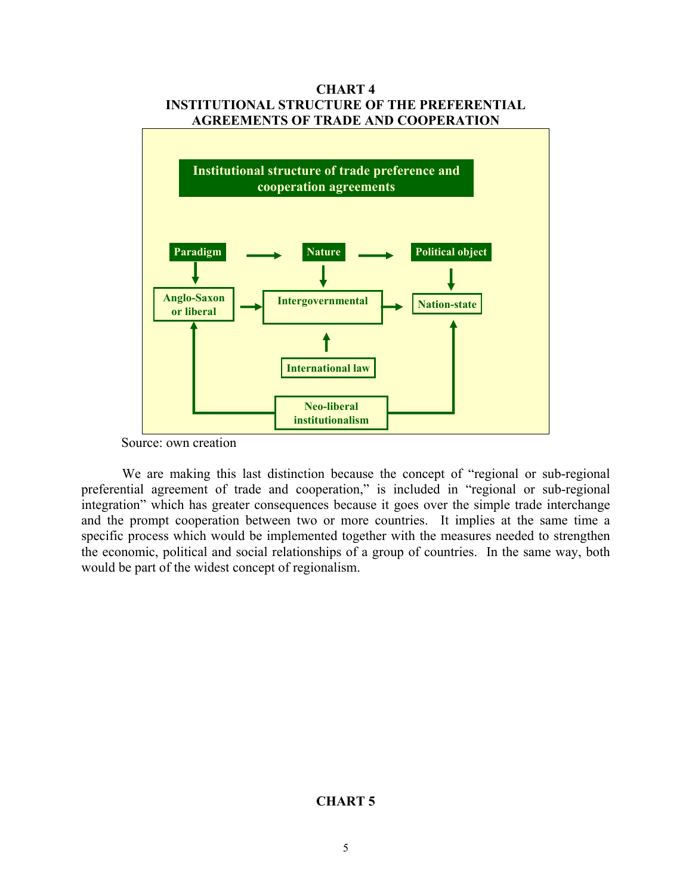**CHART 4**
**INSTITUTIONAL STRUCTURE OF THE PREFERENTIAL AGREEMENTS OF TRADE AND COOPERATION**

Institutional structure of trade preference and cooperation agreements

Paradigm → Nature → Political object

Anglo-Saxon or liberal → Intergovernmental → Nation-state

International law

Neo-liberal institutionalism

Source: own creation

We are making this last distinction because the concept of "regional or sub-regional preferential agreement of trade and cooperation," is included in "regional or sub-regional integration" which has greater consequences because it goes over the simple trade interchange and the prompt cooperation between two or more countries. It implies at the same time a specific process which would be implemented together with the measures needed to strengthen the economic, political and social relationships of a group of countries. In the same way, both would be part of the widest concept of regionalism.

**CHART 5**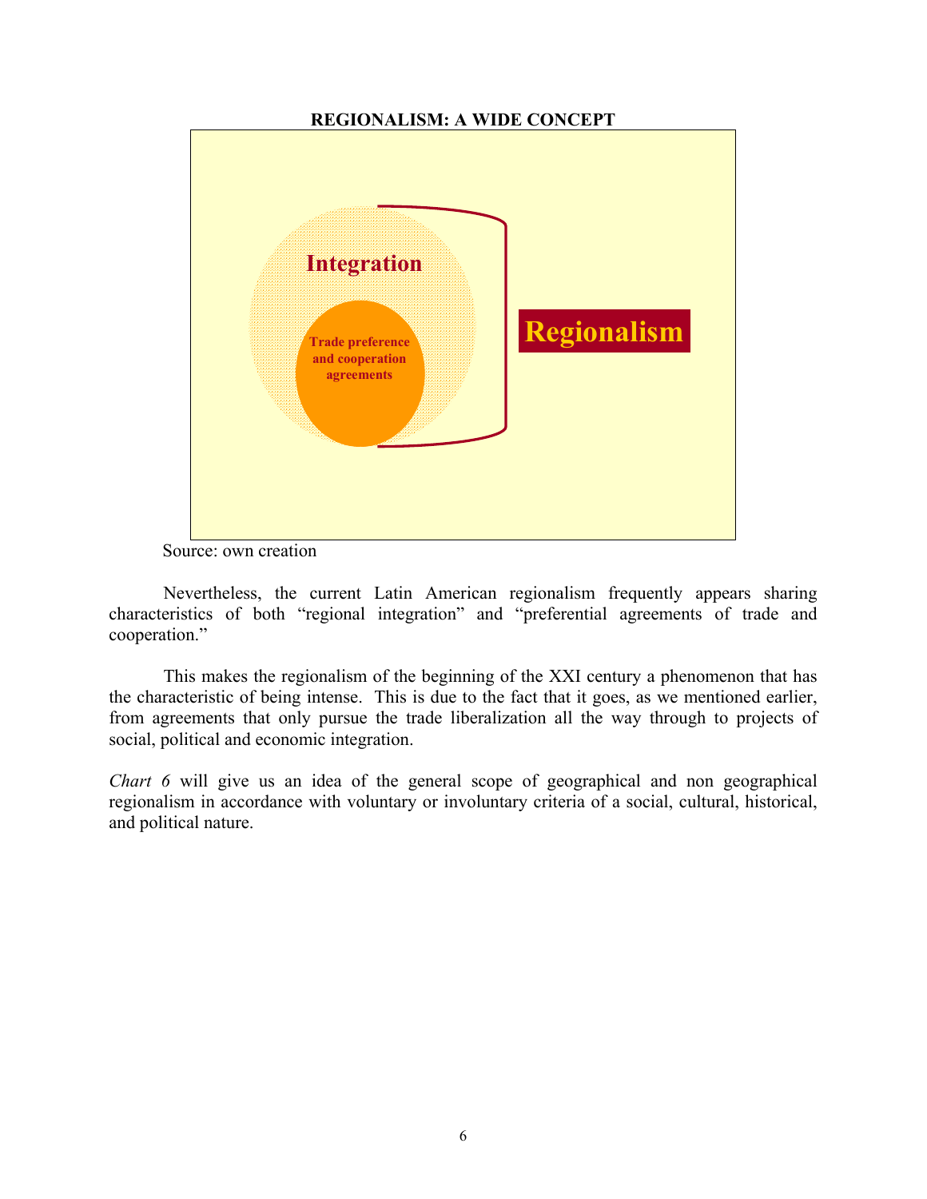**REGIONALISM: A WIDE CONCEPT**

Integration

Trade preference and cooperation agreements

Regionalism

Source: own creation

Nevertheless, the current Latin American regionalism frequently appears sharing characteristics of both "regional integration" and "preferential agreements of trade and cooperation."

This makes the regionalism of the beginning of the XXI century a phenomenon that has the characteristic of being intense. This is due to the fact that it goes, as we mentioned earlier, from agreements that only pursue the trade liberalization all the way through to projects of social, political and economic integration.

*Chart 6* will give us an idea of the general scope of geographical and non geographical regionalism in accordance with voluntary or involuntary criteria of a social, cultural, historical, and political nature.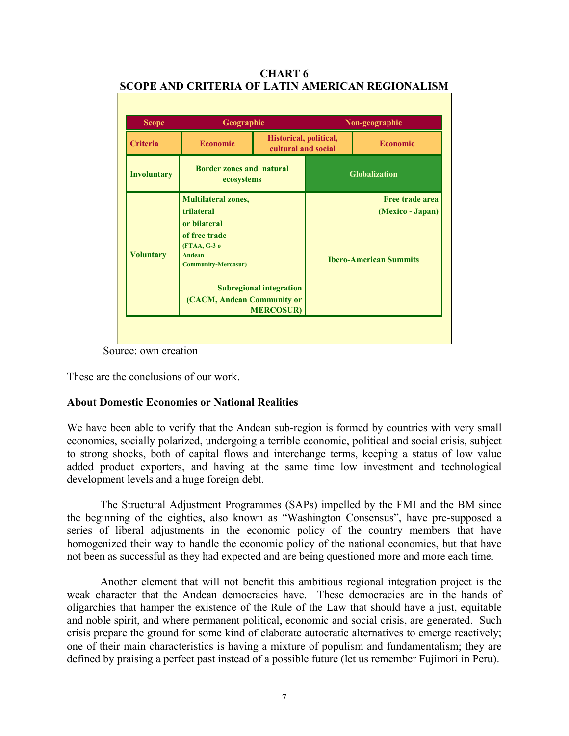**CHART 6**
**SCOPE AND CRITERIA OF LATIN AMERICAN REGIONALISM**

| Scope | Geographic | | Non-geographic |
|---|---|---|---|
| Criteria | Economic | Historical, political, cultural and social | Economic |
| Involuntary | Border zones and natural ecosystems | | Globalization |
| Voluntary | Multilateral zones, trilateral or bilateral of free trade (FTAA, G-3 o Andean Community-Mercosur)<br><br>Subregional integration (CACM, Andean Community or MERCOSUR) | | Free trade area (Mexico - Japan)<br><br>Ibero-American Summits |

Source: own creation

These are the conclusions of our work.

**About Domestic Economies or National Realities**

We have been able to verify that the Andean sub-region is formed by countries with very small economies, socially polarized, undergoing a terrible economic, political and social crisis, subject to strong shocks, both of capital flows and interchange terms, keeping a status of low value added product exporters, and having at the same time low investment and technological development levels and a huge foreign debt.

The Structural Adjustment Programmes (SAPs) impelled by the FMI and the BM since the beginning of the eighties, also known as "Washington Consensus", have pre-supposed a series of liberal adjustments in the economic policy of the country members that have homogenized their way to handle the economic policy of the national economies, but that have not been as successful as they had expected and are being questioned more and more each time.

Another element that will not benefit this ambitious regional integration project is the weak character that the Andean democracies have. These democracies are in the hands of oligarchies that hamper the existence of the Rule of the Law that should have a just, equitable and noble spirit, and where permanent political, economic and social crisis, are generated. Such crisis prepare the ground for some kind of elaborate autocratic alternatives to emerge reactively; one of their main characteristics is having a mixture of populism and fundamentalism; they are defined by praising a perfect past instead of a possible future (let us remember Fujimori in Peru).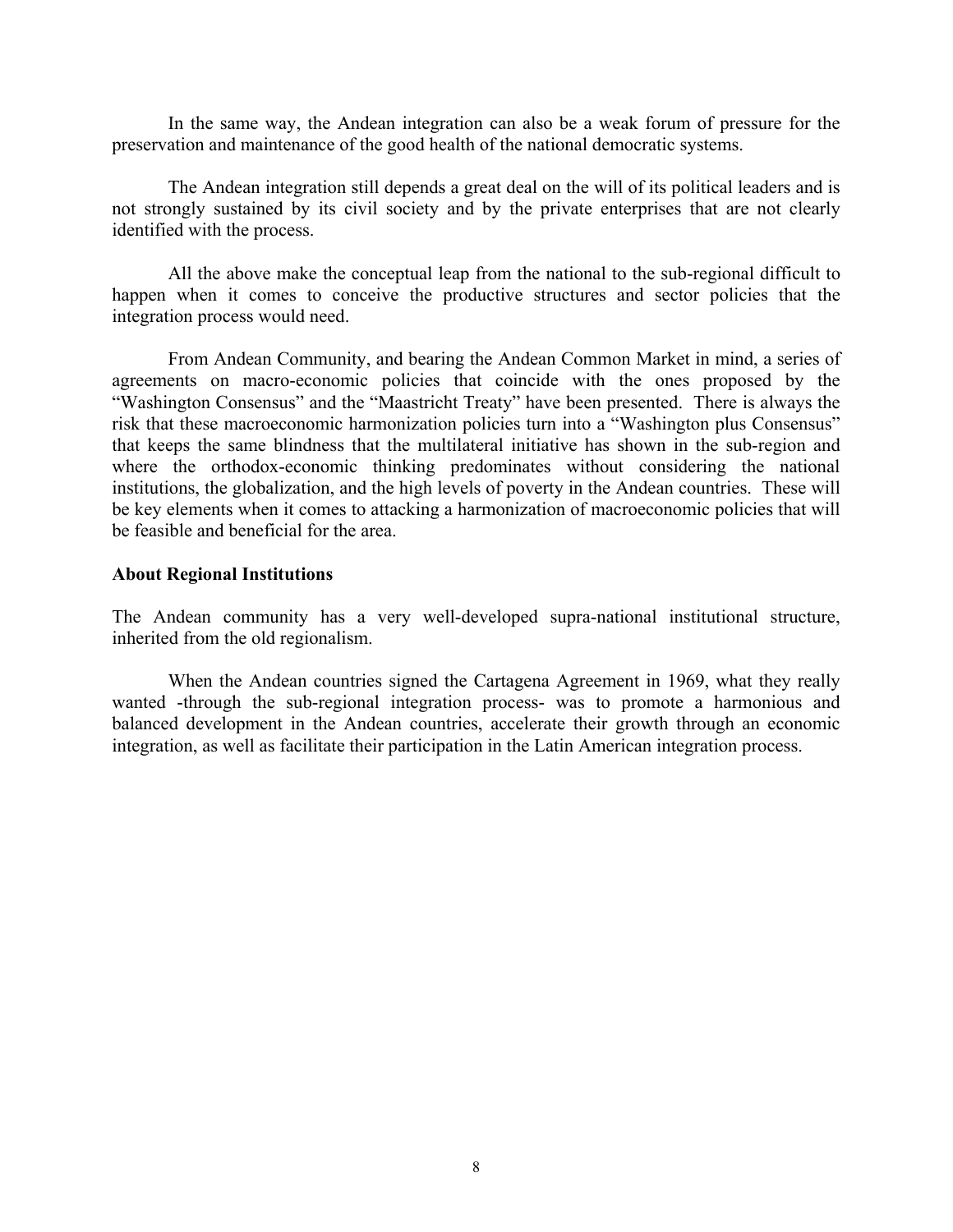In the same way, the Andean integration can also be a weak forum of pressure for the preservation and maintenance of the good health of the national democratic systems.

The Andean integration still depends a great deal on the will of its political leaders and is not strongly sustained by its civil society and by the private enterprises that are not clearly identified with the process.

All the above make the conceptual leap from the national to the sub-regional difficult to happen when it comes to conceive the productive structures and sector policies that the integration process would need.

From Andean Community, and bearing the Andean Common Market in mind, a series of agreements on macro-economic policies that coincide with the ones proposed by the "Washington Consensus" and the "Maastricht Treaty" have been presented. There is always the risk that these macroeconomic harmonization policies turn into a "Washington plus Consensus" that keeps the same blindness that the multilateral initiative has shown in the sub-region and where the orthodox-economic thinking predominates without considering the national institutions, the globalization, and the high levels of poverty in the Andean countries. These will be key elements when it comes to attacking a harmonization of macroeconomic policies that will be feasible and beneficial for the area.

**About Regional Institutions**

The Andean community has a very well-developed supra-national institutional structure, inherited from the old regionalism.

When the Andean countries signed the Cartagena Agreement in 1969, what they really wanted -through the sub-regional integration process- was to promote a harmonious and balanced development in the Andean countries, accelerate their growth through an economic integration, as well as facilitate their participation in the Latin American integration process.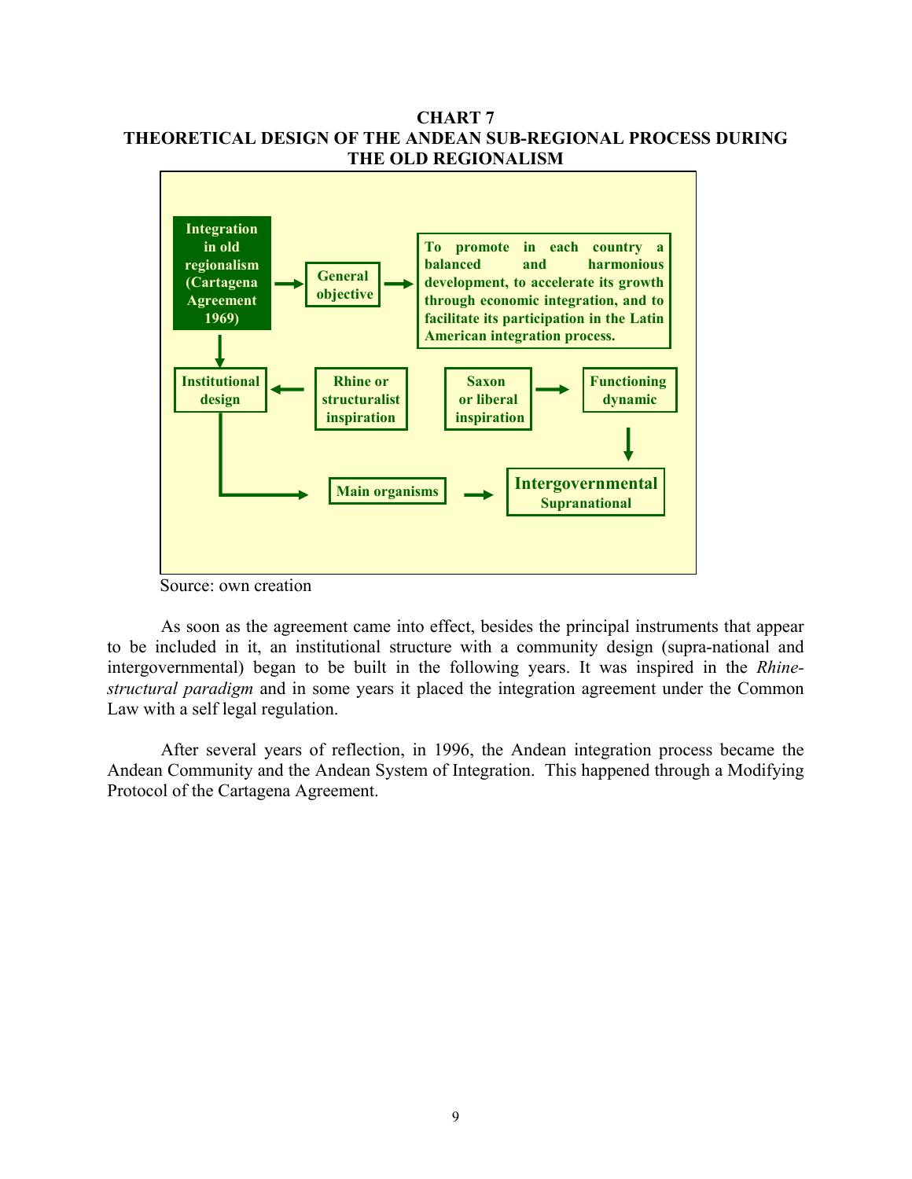**CHART 7**
**THEORETICAL DESIGN OF THE ANDEAN SUB-REGIONAL PROCESS DURING THE OLD REGIONALISM**

Integration in old regionalism (Cartagena Agreement 1969) → General objective → To promote in each country a balanced and harmonious development, to accelerate its growth through economic integration, and to facilitate its participation in the Latin American integration process.

Integration in old regionalism (Cartagena Agreement 1969) → Institutional design

Rhine or structuralist inspiration → Institutional design

Saxon or liberal inspiration → Functioning dynamic

Institutional design → Main organisms → Intergovernmental / Supranational

Functioning dynamic → Intergovernmental / Supranational

Source: own creation

As soon as the agreement came into effect, besides the principal instruments that appear to be included in it, an institutional structure with a community design (supra-national and intergovernmental) began to be built in the following years. It was inspired in the *Rhine-structural paradigm* and in some years it placed the integration agreement under the Common Law with a self legal regulation.

After several years of reflection, in 1996, the Andean integration process became the Andean Community and the Andean System of Integration. This happened through a Modifying Protocol of the Cartagena Agreement.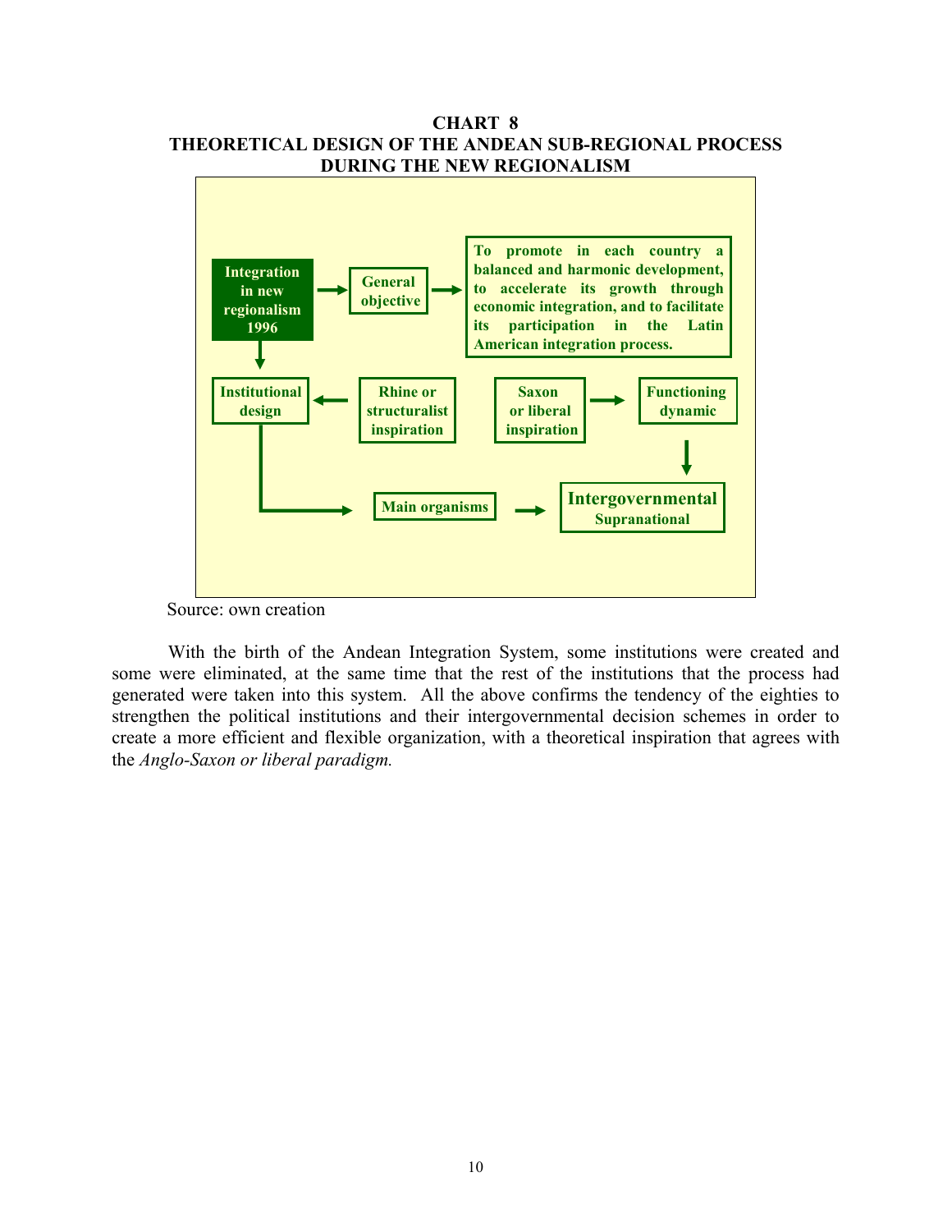**CHART 8**
**THEORETICAL DESIGN OF THE ANDEAN SUB-REGIONAL PROCESS DURING THE NEW REGIONALISM**

**Integration in new regionalism 1996** → **General objective** → **To promote in each country a balanced and harmonic development, to accelerate its growth through economic integration, and to facilitate its participation in the Latin American integration process.**

**Integration in new regionalism 1996** ↓ **Institutional design** ← **Rhine or structuralist inspiration**

**Saxon or liberal inspiration** → **Functioning dynamic** ↓ **Intergovernmental Supranational**

**Institutional design** → **Main organisms** → **Intergovernmental Supranational**

Source: own creation

With the birth of the Andean Integration System, some institutions were created and some were eliminated, at the same time that the rest of the institutions that the process had generated were taken into this system. All the above confirms the tendency of the eighties to strengthen the political institutions and their intergovernmental decision schemes in order to create a more efficient and flexible organization, with a theoretical inspiration that agrees with the *Anglo-Saxon or liberal paradigm.*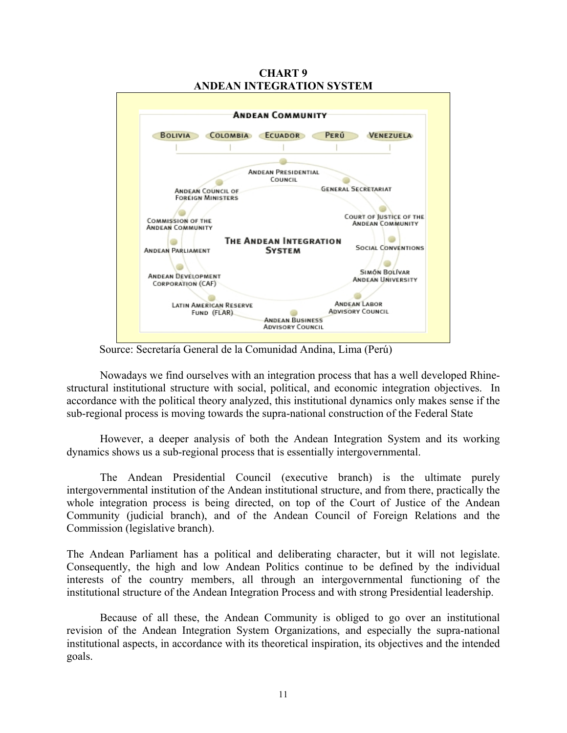**CHART 9**
**ANDEAN INTEGRATION SYSTEM**

ANDEAN COMMUNITY

BOLIVIA | COLOMBIA | ECUADOR | PERÚ | VENEZUELA

THE ANDEAN INTEGRATION SYSTEM

- ANDEAN PRESIDENTIAL COUNCIL
- GENERAL SECRETARIAT
- COURT OF JUSTICE OF THE ANDEAN COMMUNITY
- SOCIAL CONVENTIONS
- SIMÓN BOLÍVAR ANDEAN UNIVERSITY
- ANDEAN LABOR ADVISORY COUNCIL
- ANDEAN BUSINESS ADVISORY COUNCIL
- LATIN AMERICAN RESERVE FUND (FLAR)
- ANDEAN DEVELOPMENT CORPORATION (CAF)
- ANDEAN PARLIAMENT
- COMMISSION OF THE ANDEAN COMMUNITY
- ANDEAN COUNCIL OF FOREIGN MINISTERS

Source: Secretaría General de la Comunidad Andina, Lima (Perú)

Nowadays we find ourselves with an integration process that has a well developed Rhine-structural institutional structure with social, political, and economic integration objectives. In accordance with the political theory analyzed, this institutional dynamics only makes sense if the sub-regional process is moving towards the supra-national construction of the Federal State

However, a deeper analysis of both the Andean Integration System and its working dynamics shows us a sub-regional process that is essentially intergovernmental.

The Andean Presidential Council (executive branch) is the ultimate purely intergovernmental institution of the Andean institutional structure, and from there, practically the whole integration process is being directed, on top of the Court of Justice of the Andean Community (judicial branch), and of the Andean Council of Foreign Relations and the Commission (legislative branch).

The Andean Parliament has a political and deliberating character, but it will not legislate. Consequently, the high and low Andean Politics continue to be defined by the individual interests of the country members, all through an intergovernmental functioning of the institutional structure of the Andean Integration Process and with strong Presidential leadership.

Because of all these, the Andean Community is obliged to go over an institutional revision of the Andean Integration System Organizations, and especially the supra-national institutional aspects, in accordance with its theoretical inspiration, its objectives and the intended goals.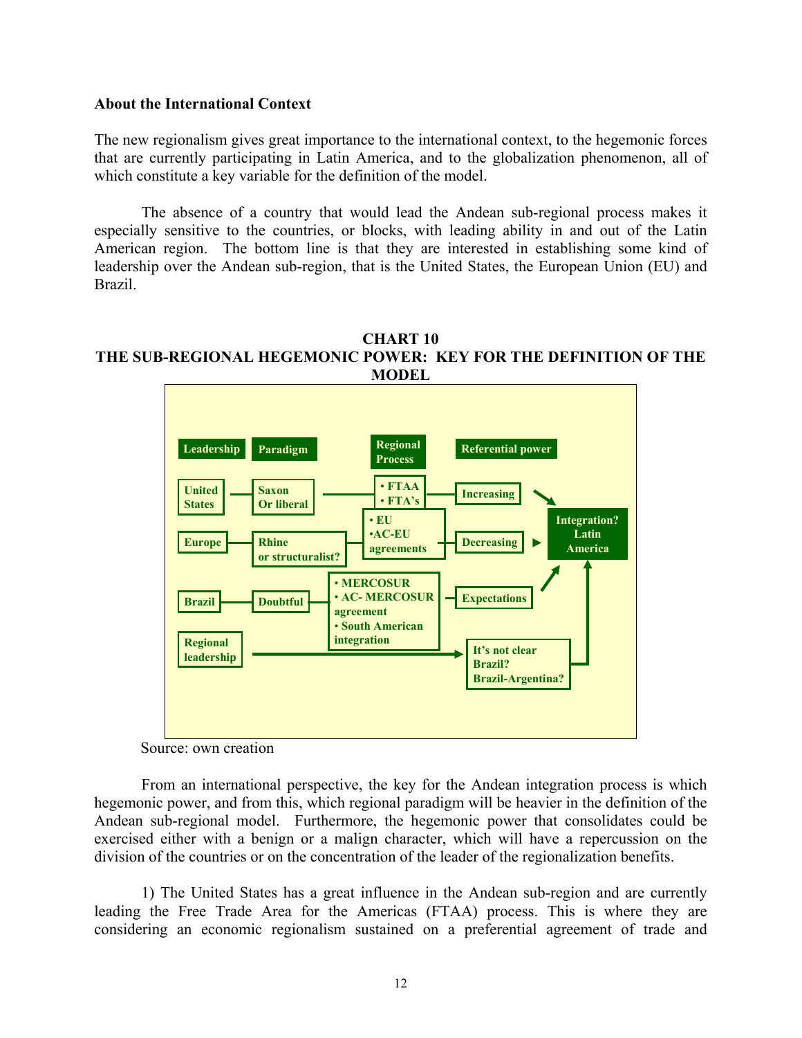**About the International Context**

The new regionalism gives great importance to the international context, to the hegemonic forces that are currently participating in Latin America, and to the globalization phenomenon, all of which constitute a key variable for the definition of the model.

The absence of a country that would lead the Andean sub-regional process makes it especially sensitive to the countries, or blocks, with leading ability in and out of the Latin American region. The bottom line is that they are interested in establishing some kind of leadership over the Andean sub-region, that is the United States, the European Union (EU) and Brazil.

**CHART 10**
**THE SUB-REGIONAL HEGEMONIC POWER: KEY FOR THE DEFINITION OF THE MODEL**

| Leadership | Paradigm | Regional Process | Referential power |
|---|---|---|---|
| United States | Saxon Or liberal | • FTAA • FTA's | Increasing |
| Europe | Rhine or structuralist? | • EU •AC-EU agreements | Decreasing |
| Brazil | Doubtful | • MERCOSUR • AC- MERCOSUR agreement • South American integration | Expectations |
| Regional leadership | | | It's not clear Brazil? Brazil-Argentina? |

→ Integration? Latin America

Source: own creation

From an international perspective, the key for the Andean integration process is which hegemonic power, and from this, which regional paradigm will be heavier in the definition of the Andean sub-regional model. Furthermore, the hegemonic power that consolidates could be exercised either with a benign or a malign character, which will have a repercussion on the division of the countries or on the concentration of the leader of the regionalization benefits.

1) The United States has a great influence in the Andean sub-region and are currently leading the Free Trade Area for the Americas (FTAA) process. This is where they are considering an economic regionalism sustained on a preferential agreement of trade and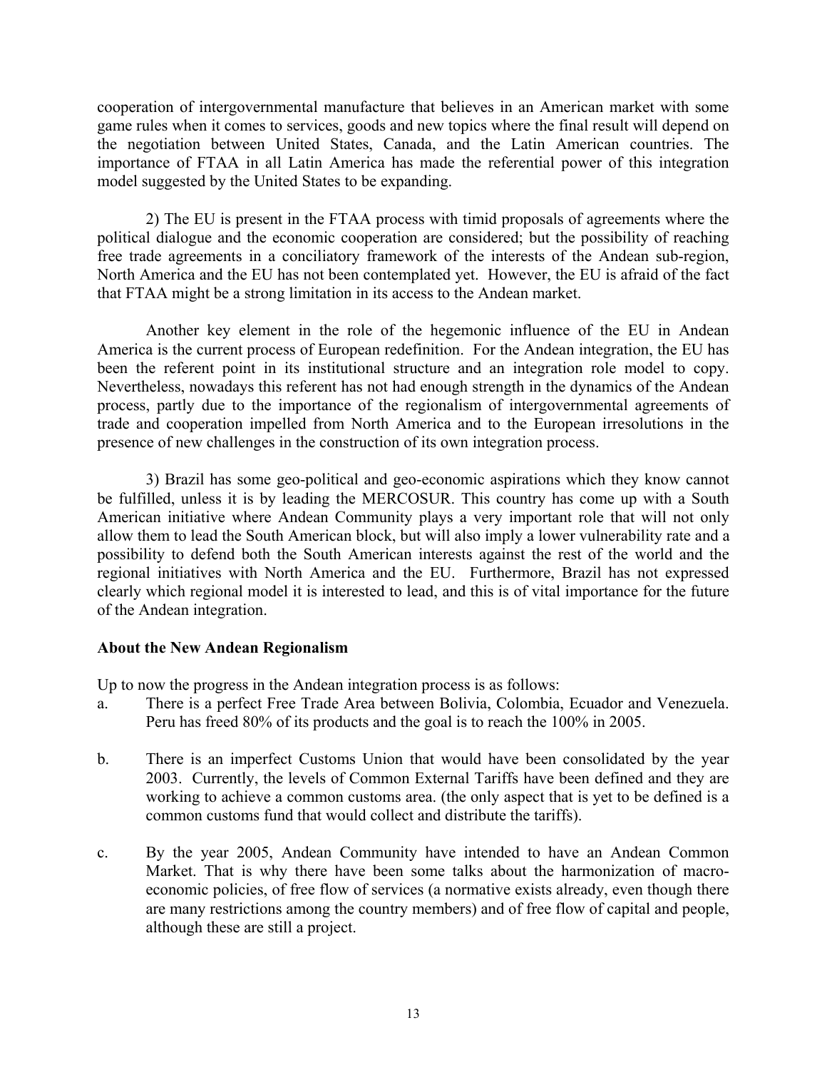cooperation of intergovernmental manufacture that believes in an American market with some game rules when it comes to services, goods and new topics where the final result will depend on the negotiation between United States, Canada, and the Latin American countries. The importance of FTAA in all Latin America has made the referential power of this integration model suggested by the United States to be expanding.

2) The EU is present in the FTAA process with timid proposals of agreements where the political dialogue and the economic cooperation are considered; but the possibility of reaching free trade agreements in a conciliatory framework of the interests of the Andean sub-region, North America and the EU has not been contemplated yet. However, the EU is afraid of the fact that FTAA might be a strong limitation in its access to the Andean market.

Another key element in the role of the hegemonic influence of the EU in Andean America is the current process of European redefinition. For the Andean integration, the EU has been the referent point in its institutional structure and an integration role model to copy. Nevertheless, nowadays this referent has not had enough strength in the dynamics of the Andean process, partly due to the importance of the regionalism of intergovernmental agreements of trade and cooperation impelled from North America and to the European irresolutions in the presence of new challenges in the construction of its own integration process.

3) Brazil has some geo-political and geo-economic aspirations which they know cannot be fulfilled, unless it is by leading the MERCOSUR. This country has come up with a South American initiative where Andean Community plays a very important role that will not only allow them to lead the South American block, but will also imply a lower vulnerability rate and a possibility to defend both the South American interests against the rest of the world and the regional initiatives with North America and the EU. Furthermore, Brazil has not expressed clearly which regional model it is interested to lead, and this is of vital importance for the future of the Andean integration.

**About the New Andean Regionalism**

Up to now the progress in the Andean integration process is as follows:

a. There is a perfect Free Trade Area between Bolivia, Colombia, Ecuador and Venezuela. Peru has freed 80% of its products and the goal is to reach the 100% in 2005.

b. There is an imperfect Customs Union that would have been consolidated by the year 2003. Currently, the levels of Common External Tariffs have been defined and they are working to achieve a common customs area. (the only aspect that is yet to be defined is a common customs fund that would collect and distribute the tariffs).

c. By the year 2005, Andean Community have intended to have an Andean Common Market. That is why there have been some talks about the harmonization of macro-economic policies, of free flow of services (a normative exists already, even though there are many restrictions among the country members) and of free flow of capital and people, although these are still a project.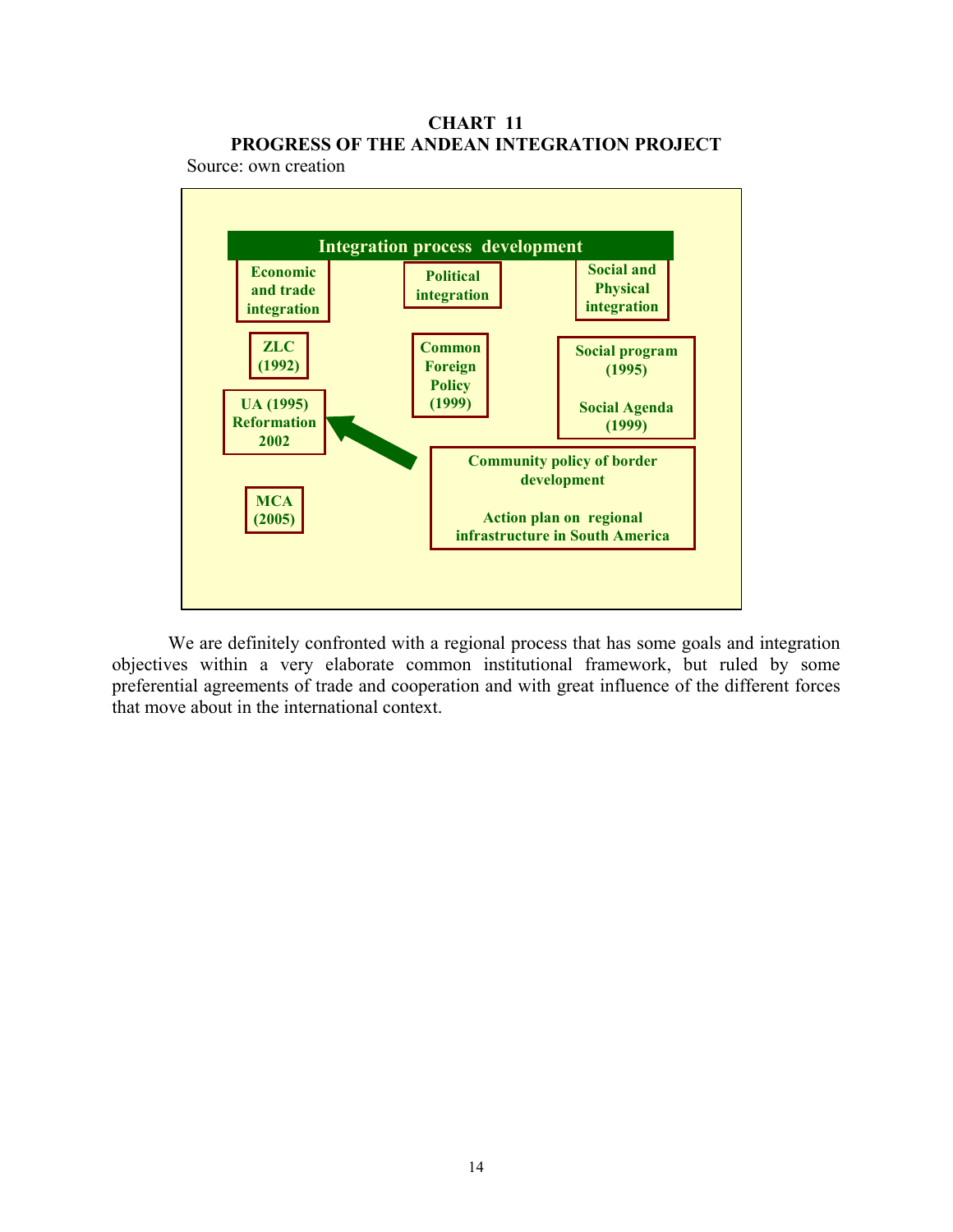**CHART 11**
**PROGRESS OF THE ANDEAN INTEGRATION PROJECT**

Source: own creation

**Integration process development**

| Economic and trade integration | Political integration | Social and Physical integration |
|---|---|---|
| ZLC (1992) | Common Foreign Policy (1999) | Social program (1995) |
| UA (1995) Reformation 2002 | | Social Agenda (1999) |
| MCA (2005) | | |

Community policy of border development

Action plan on regional infrastructure in South America

We are definitely confronted with a regional process that has some goals and integration objectives within a very elaborate common institutional framework, but ruled by some preferential agreements of trade and cooperation and with great influence of the different forces that move about in the international context.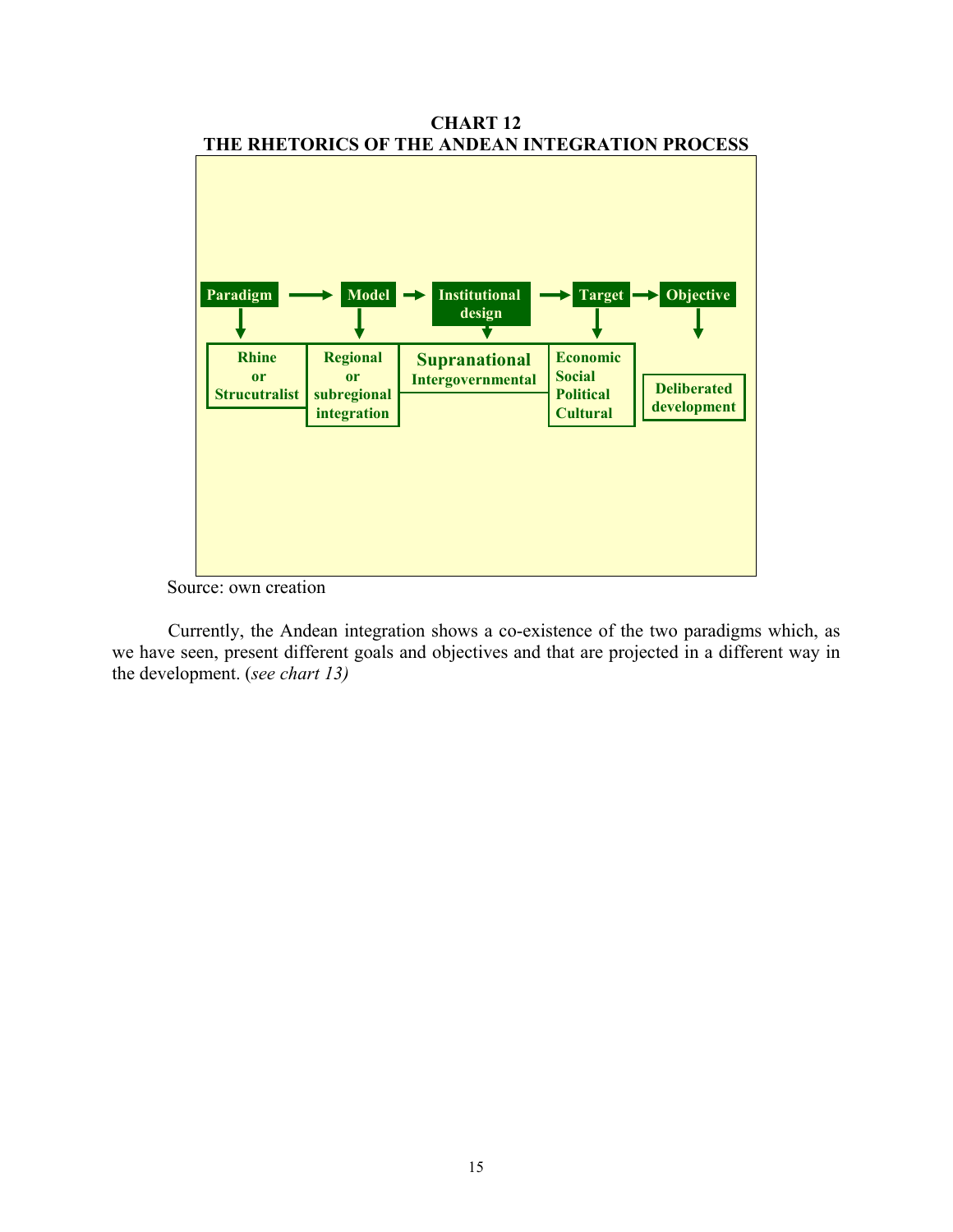**CHART 12**
**THE RHETORICS OF THE ANDEAN INTEGRATION PROCESS**

| Paradigm | Model | Institutional design | Target | Objective |
| --- | --- | --- | --- | --- |
| Rhine or Strucutralist | Regional or subregional integration | Supranational Intergovernmental | Economic Social Political Cultural | Deliberated development |

Source: own creation

Currently, the Andean integration shows a co-existence of the two paradigms which, as we have seen, present different goals and objectives and that are projected in a different way in the development. (*see chart 13)*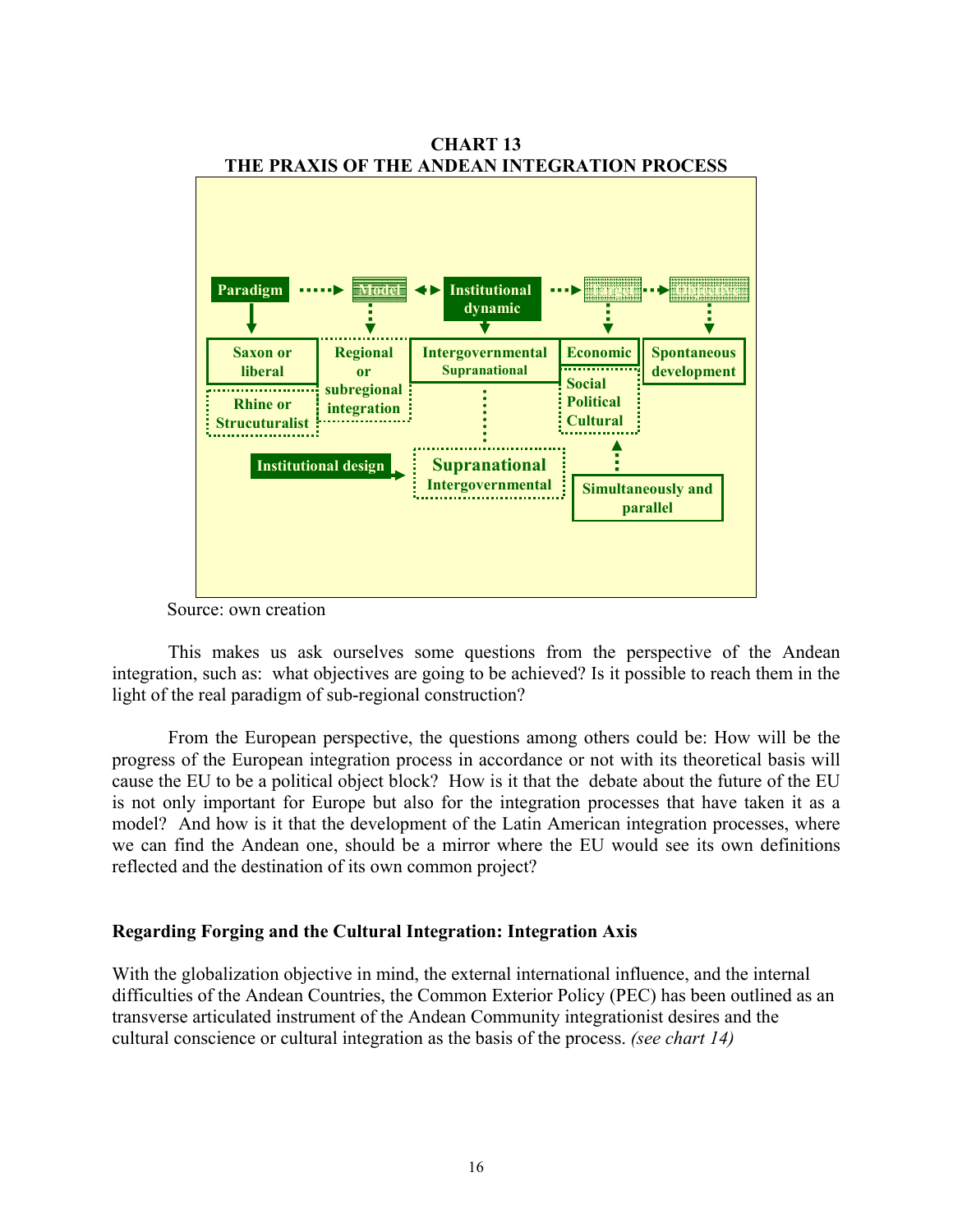**CHART 13**
**THE PRAXIS OF THE ANDEAN INTEGRATION PROCESS**

Paradigm → Model ↔ Institutional dynamic → ... → ...

- Paradigm: Saxon or liberal; Rhine or Strucuturalist
- Model: Regional or subregional integration
- Institutional dynamic: Intergovernmental Supranational
- Economic; Social Political Cultural
- Spontaneous development
- Institutional design → Supranational Intergovernmental
- Simultaneously and parallel

Source: own creation

This makes us ask ourselves some questions from the perspective of the Andean integration, such as: what objectives are going to be achieved? Is it possible to reach them in the light of the real paradigm of sub-regional construction?

From the European perspective, the questions among others could be: How will be the progress of the European integration process in accordance or not with its theoretical basis will cause the EU to be a political object block? How is it that the debate about the future of the EU is not only important for Europe but also for the integration processes that have taken it as a model? And how is it that the development of the Latin American integration processes, where we can find the Andean one, should be a mirror where the EU would see its own definitions reflected and the destination of its own common project?

### Regarding Forging and the Cultural Integration: Integration Axis

With the globalization objective in mind, the external international influence, and the internal difficulties of the Andean Countries, the Common Exterior Policy (PEC) has been outlined as an transverse articulated instrument of the Andean Community integrationist desires and the cultural conscience or cultural integration as the basis of the process. *(see chart 14)*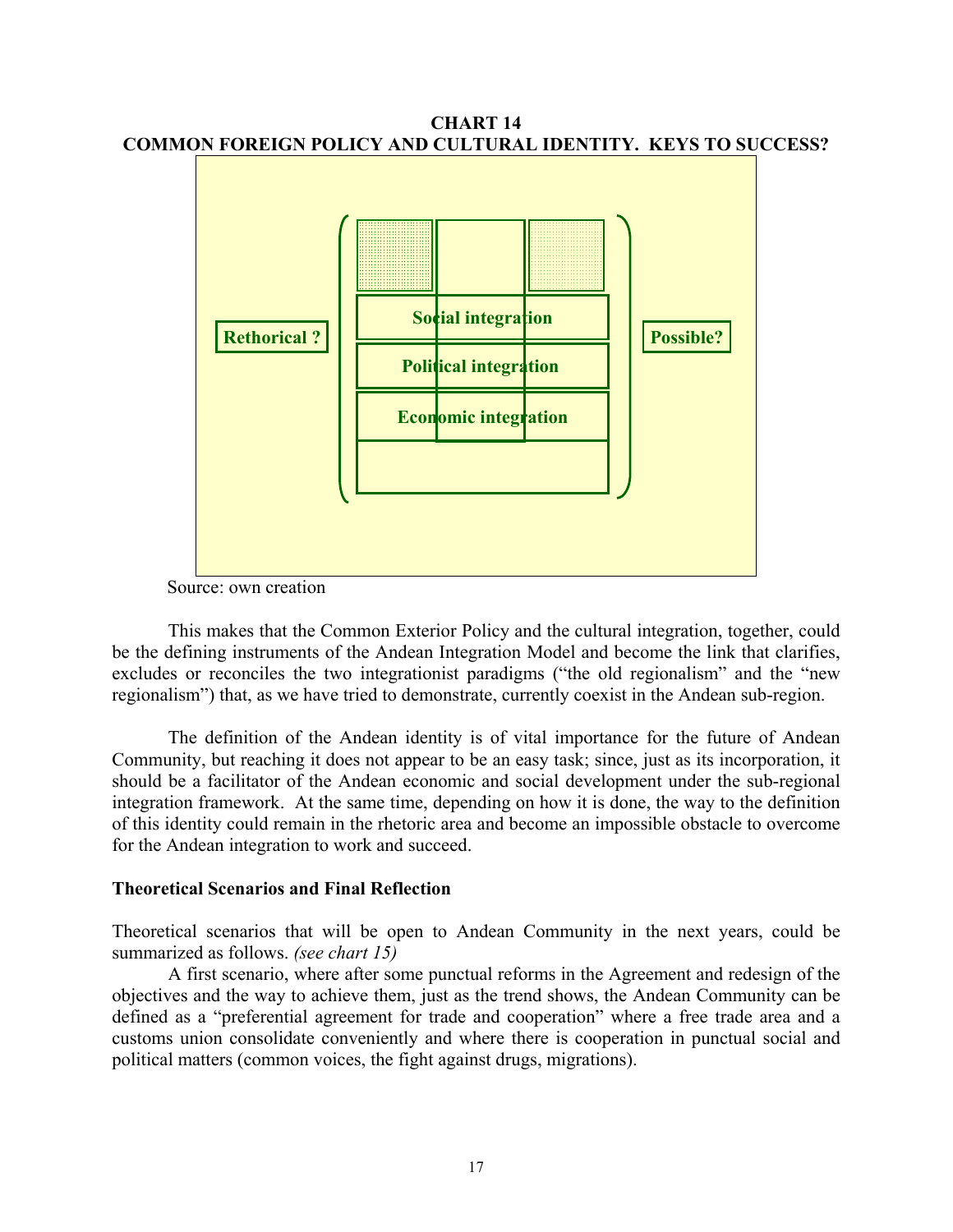**CHART 14**
**COMMON FOREIGN POLICY AND CULTURAL IDENTITY. KEYS TO SUCCESS?**

Rethorical ?

Social integration

Political integration

Economic integration

Possible?

Source: own creation

This makes that the Common Exterior Policy and the cultural integration, together, could be the defining instruments of the Andean Integration Model and become the link that clarifies, excludes or reconciles the two integrationist paradigms ("the old regionalism" and the "new regionalism") that, as we have tried to demonstrate, currently coexist in the Andean sub-region.

The definition of the Andean identity is of vital importance for the future of Andean Community, but reaching it does not appear to be an easy task; since, just as its incorporation, it should be a facilitator of the Andean economic and social development under the sub-regional integration framework. At the same time, depending on how it is done, the way to the definition of this identity could remain in the rhetoric area and become an impossible obstacle to overcome for the Andean integration to work and succeed.

**Theoretical Scenarios and Final Reflection**

Theoretical scenarios that will be open to Andean Community in the next years, could be summarized as follows. *(see chart 15)*

A first scenario, where after some punctual reforms in the Agreement and redesign of the objectives and the way to achieve them, just as the trend shows, the Andean Community can be defined as a "preferential agreement for trade and cooperation" where a free trade area and a customs union consolidate conveniently and where there is cooperation in punctual social and political matters (common voices, the fight against drugs, migrations).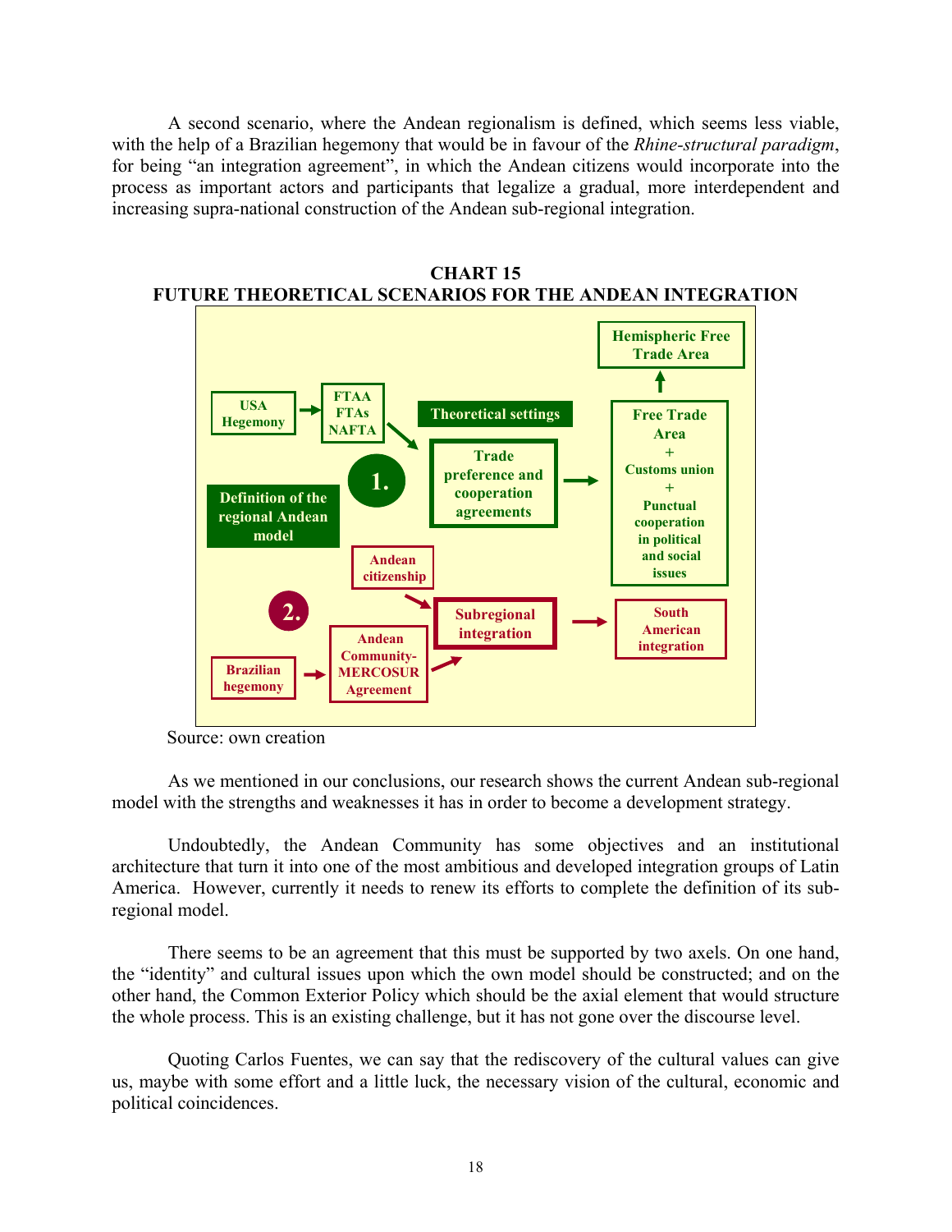A second scenario, where the Andean regionalism is defined, which seems less viable, with the help of a Brazilian hegemony that would be in favour of the *Rhine-structural paradigm*, for being "an integration agreement", in which the Andean citizens would incorporate into the process as important actors and participants that legalize a gradual, more interdependent and increasing supra-national construction of the Andean sub-regional integration.

**CHART 15**
**FUTURE THEORETICAL SCENARIOS FOR THE ANDEAN INTEGRATION**

Definition of the regional Andean model

Theoretical settings

1. USA Hegemony → FTAA / FTAs / NAFTA → Trade preference and cooperation agreements → Free Trade Area + Customs union + Punctual cooperation in political and social issues → Hemispheric Free Trade Area

2. Brazilian hegemony → Andean Community-MERCOSUR Agreement → Subregional integration (← Andean citizenship) → South American integration

Source: own creation

As we mentioned in our conclusions, our research shows the current Andean sub-regional model with the strengths and weaknesses it has in order to become a development strategy.

Undoubtedly, the Andean Community has some objectives and an institutional architecture that turn it into one of the most ambitious and developed integration groups of Latin America. However, currently it needs to renew its efforts to complete the definition of its sub-regional model.

There seems to be an agreement that this must be supported by two axels. On one hand, the "identity" and cultural issues upon which the own model should be constructed; and on the other hand, the Common Exterior Policy which should be the axial element that would structure the whole process. This is an existing challenge, but it has not gone over the discourse level.

Quoting Carlos Fuentes, we can say that the rediscovery of the cultural values can give us, maybe with some effort and a little luck, the necessary vision of the cultural, economic and political coincidences.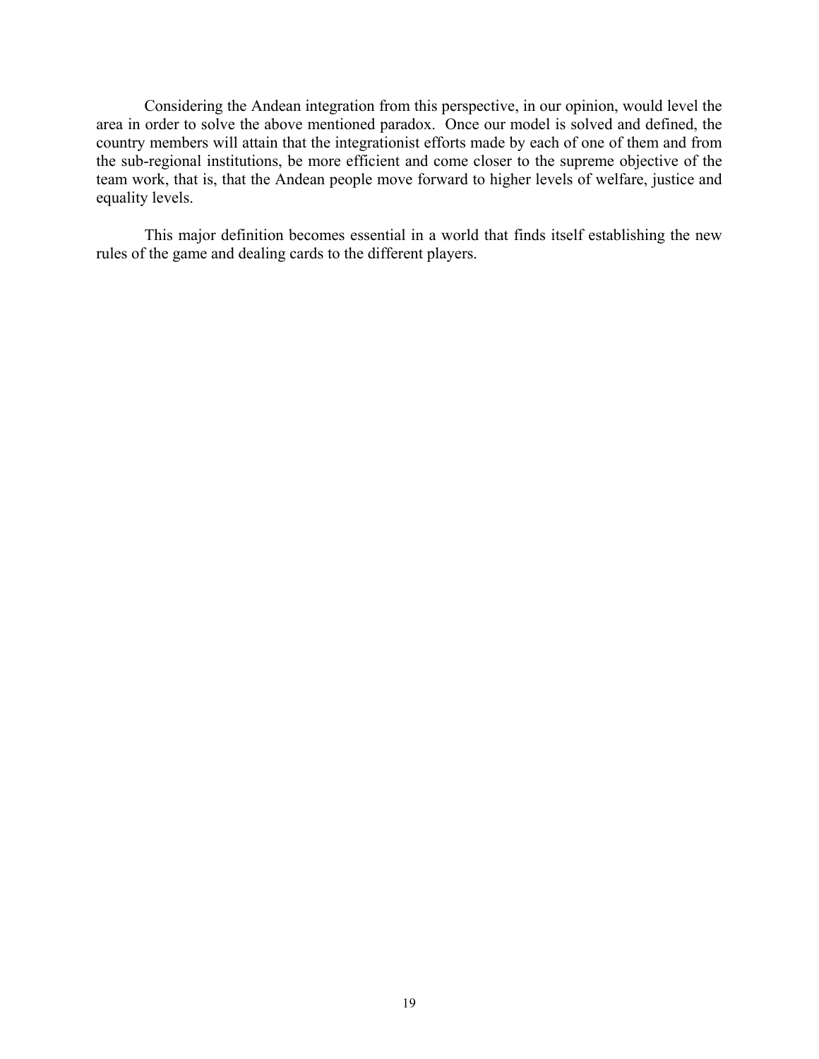Considering the Andean integration from this perspective, in our opinion, would level the area in order to solve the above mentioned paradox. Once our model is solved and defined, the country members will attain that the integrationist efforts made by each of one of them and from the sub-regional institutions, be more efficient and come closer to the supreme objective of the team work, that is, that the Andean people move forward to higher levels of welfare, justice and equality levels.

This major definition becomes essential in a world that finds itself establishing the new rules of the game and dealing cards to the different players.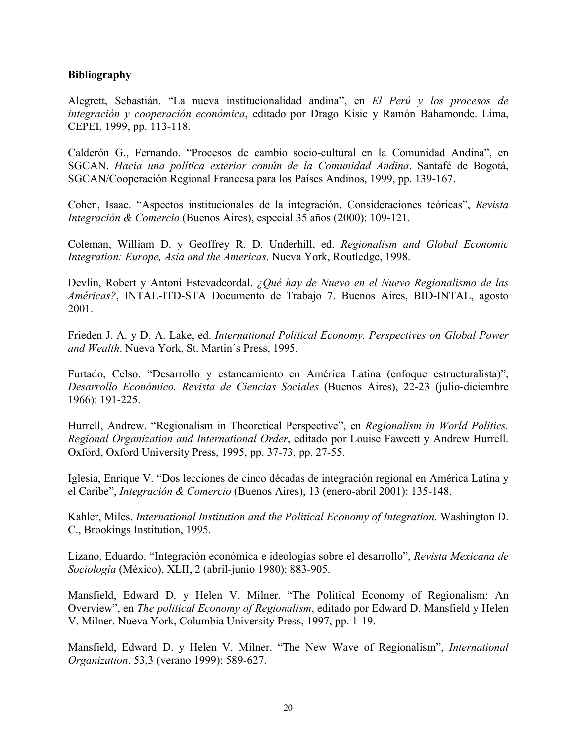**Bibliography**

Alegrett, Sebastián. "La nueva institucionalidad andina", en *El Perú y los procesos de integración y cooperación económica*, editado por Drago Kisic y Ramón Bahamonde. Lima, CEPEI, 1999, pp. 113-118.

Calderón G., Fernando. "Procesos de cambio socio-cultural en la Comunidad Andina", en SGCAN. *Hacia una política exterior común de la Comunidad Andina*. Santafé de Bogotá, SGCAN/Cooperación Regional Francesa para los Países Andinos, 1999, pp. 139-167.

Cohen, Isaac. "Aspectos institucionales de la integración. Consideraciones teóricas", *Revista Integración & Comercio* (Buenos Aires), especial 35 años (2000): 109-121.

Coleman, William D. y Geoffrey R. D. Underhill, ed. *Regionalism and Global Economic Integration: Europe, Asia and the Americas*. Nueva York, Routledge, 1998.

Devlin, Robert y Antoni Estevadeordal. *¿Qué hay de Nuevo en el Nuevo Regionalismo de las Américas?*, INTAL-ITD-STA Documento de Trabajo 7. Buenos Aires, BID-INTAL, agosto 2001.

Frieden J. A. y D. A. Lake, ed. *International Political Economy. Perspectives on Global Power and Wealth*. Nueva York, St. Martin´s Press, 1995.

Furtado, Celso. "Desarrollo y estancamiento en América Latina (enfoque estructuralista)", *Desarrollo Económico. Revista de Ciencias Sociales* (Buenos Aires), 22-23 (julio-diciembre 1966): 191-225.

Hurrell, Andrew. "Regionalism in Theoretical Perspective", en *Regionalism in World Politics. Regional Organization and International Order*, editado por Louise Fawcett y Andrew Hurrell. Oxford, Oxford University Press, 1995, pp. 37-73, pp. 27-55.

Iglesia, Enrique V. "Dos lecciones de cinco décadas de integración regional en América Latina y el Caribe", *Integración & Comercio* (Buenos Aires), 13 (enero-abril 2001): 135-148.

Kahler, Miles. *International Institution and the Political Economy of Integration*. Washington D. C., Brookings Institution, 1995.

Lizano, Eduardo. "Integración económica e ideologías sobre el desarrollo", *Revista Mexicana de Sociología* (México), XLII, 2 (abril-junio 1980): 883-905.

Mansfield, Edward D. y Helen V. Milner. "The Political Economy of Regionalism: An Overview", en *The political Economy of Regionalism*, editado por Edward D. Mansfield y Helen V. Milner. Nueva York, Columbia University Press, 1997, pp. 1-19.

Mansfield, Edward D. y Helen V. Milner. "The New Wave of Regionalism", *International Organization*. 53,3 (verano 1999): 589-627.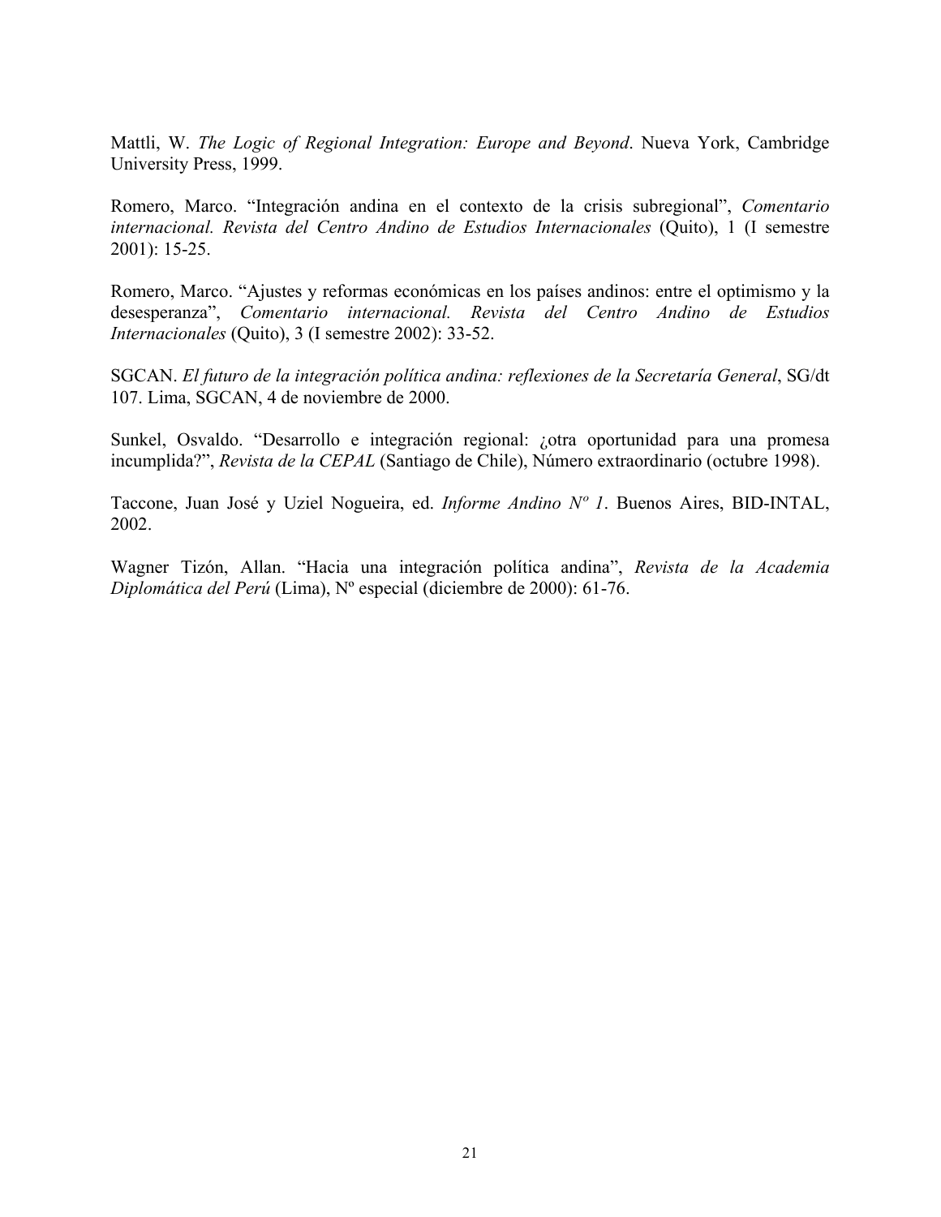Mattli, W. *The Logic of Regional Integration: Europe and Beyond*. Nueva York, Cambridge University Press, 1999.

Romero, Marco. "Integración andina en el contexto de la crisis subregional", *Comentario internacional. Revista del Centro Andino de Estudios Internacionales* (Quito), 1 (I semestre 2001): 15-25.

Romero, Marco. "Ajustes y reformas económicas en los países andinos: entre el optimismo y la desesperanza", *Comentario internacional. Revista del Centro Andino de Estudios Internacionales* (Quito), 3 (I semestre 2002): 33-52.

SGCAN. *El futuro de la integración política andina: reflexiones de la Secretaría General*, SG/dt 107. Lima, SGCAN, 4 de noviembre de 2000.

Sunkel, Osvaldo. "Desarrollo e integración regional: ¿otra oportunidad para una promesa incumplida?", *Revista de la CEPAL* (Santiago de Chile), Número extraordinario (octubre 1998).

Taccone, Juan José y Uziel Nogueira, ed. *Informe Andino Nº 1*. Buenos Aires, BID-INTAL, 2002.

Wagner Tizón, Allan. "Hacia una integración política andina", *Revista de la Academia Diplomática del Perú* (Lima), Nº especial (diciembre de 2000): 61-76.